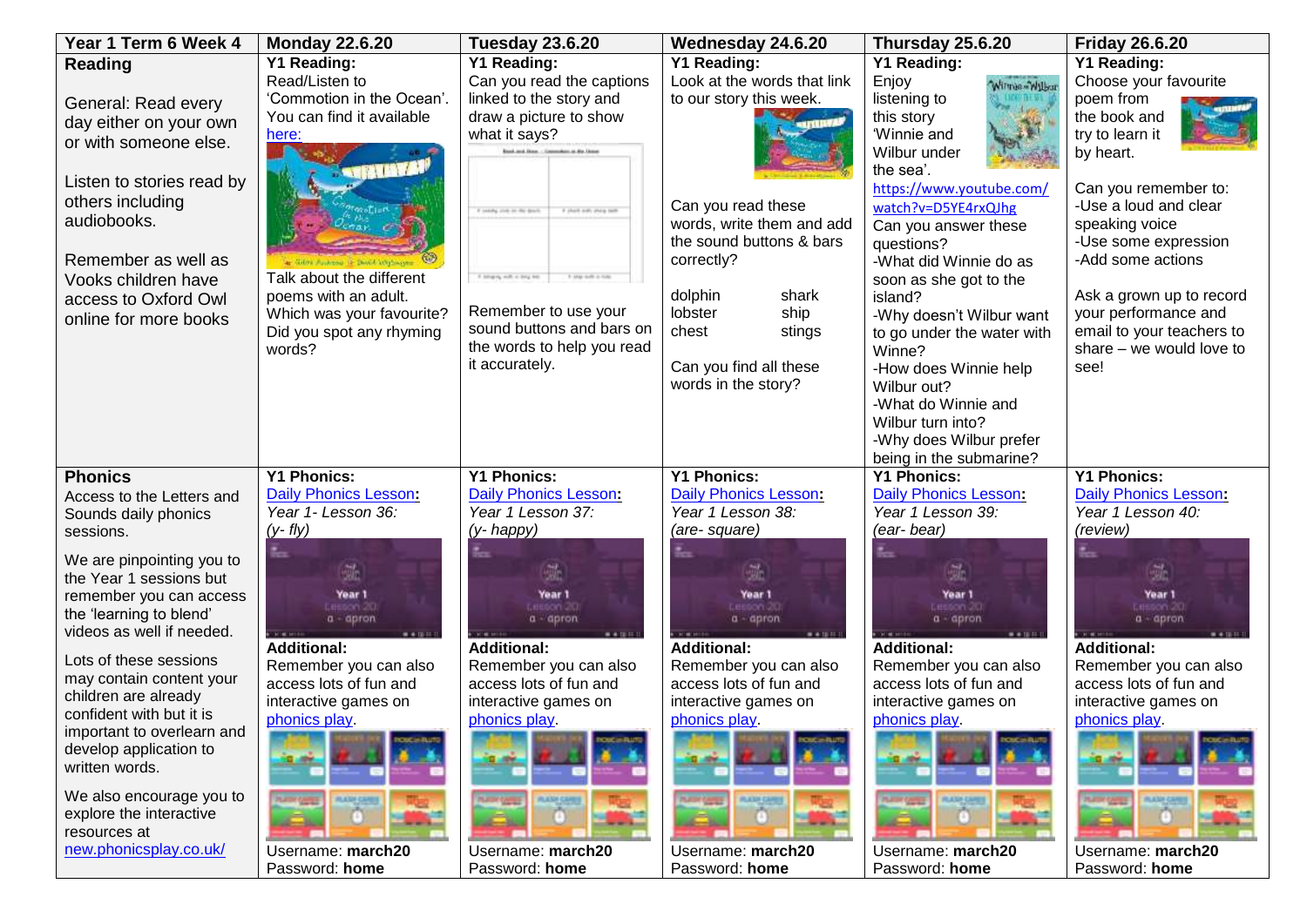| Year 1 Term 6 Week 4 | Monday 22.6.20 | Tuesday 23.6.20 | Wednesday 24.6.20 | Thursday 25.6.20 | Friday 26.6.20 |
|---|---|---|---|---|---|
| **Reading**<br><br>General: Read every day either on your own or with someone else.<br><br>Listen to stories read by others including audiobooks.<br><br>Remember as well as Vooks children have access to Oxford Owl online for more books | **Y1 Reading:**<br>Read/Listen to 'Commotion in the Ocean'. You can find it available here:<br><br>Talk about the different poems with an adult. Which was your favourite? Did you spot any rhyming words? | **Y1 Reading:**<br>Can you read the captions linked to the story and draw a picture to show what it says?<br><br>Remember to use your sound buttons and bars on the words to help you read it accurately. | **Y1 Reading:**<br>Look at the words that link to our story this week.<br><br>Can you read these words, write them and add the sound buttons & bars correctly?<br><br>dolphin shark<br>lobster ship<br>chest stings<br><br>Can you find all these words in the story? | **Y1 Reading:**<br>Enjoy listening to this story 'Winnie and Wilbur under the sea'.<br>https://www.youtube.com/watch?v=D5YE4rxQJhg<br>Can you answer these questions?<br>-What did Winnie do as soon as she got to the island?<br>-Why doesn't Wilbur want to go under the water with Winne?<br>-How does Winnie help Wilbur out?<br>-What do Winnie and Wilbur turn into?<br>-Why does Wilbur prefer being in the submarine? | **Y1 Reading:**<br>Choose your favourite poem from the book and try to learn it by heart.<br><br>Can you remember to:<br>-Use a loud and clear speaking voice<br>-Use some expression<br>-Add some actions<br><br>Ask a grown up to record your performance and email to your teachers to share – we would love to see! |
| **Phonics**<br>Access to the Letters and Sounds daily phonics sessions.<br><br>We are pinpointing you to the Year 1 sessions but remember you can access the 'learning to blend' videos as well if needed.<br><br>Lots of these sessions may contain content your children are already confident with but it is important to overlearn and develop application to written words.<br><br>We also encourage you to explore the interactive resources at new.phonicsplay.co.uk/ | **Y1 Phonics:**<br>Daily Phonics Lesson**:**<br>*Year 1- Lesson 36:*<br>*(y- fly)*<br><br>**Additional:**<br>Remember you can also access lots of fun and interactive games on phonics play.<br><br>Username: **march20**<br>Password: **home** | **Y1 Phonics:**<br>Daily Phonics Lesson**:**<br>*Year 1 Lesson 37:*<br>*(y- happy)*<br><br>**Additional:**<br>Remember you can also access lots of fun and interactive games on phonics play.<br><br>Username: **march20**<br>Password: **home** | **Y1 Phonics:**<br>Daily Phonics Lesson**:**<br>*Year 1 Lesson 38:*<br>*(are- square)*<br><br>**Additional:**<br>Remember you can also access lots of fun and interactive games on phonics play.<br><br>Username: **march20**<br>Password: **home** | **Y1 Phonics:**<br>Daily Phonics Lesson**:**<br>*Year 1 Lesson 39:*<br>*(ear- bear)*<br><br>**Additional:**<br>Remember you can also access lots of fun and interactive games on phonics play.<br><br>Username: **march20**<br>Password: **home** | **Y1 Phonics:**<br>Daily Phonics Lesson**:**<br>*Year 1 Lesson 40:*<br>*(review)*<br><br>**Additional:**<br>Remember you can also access lots of fun and interactive games on phonics play.<br><br>Username: **march20**<br>Password: **home** |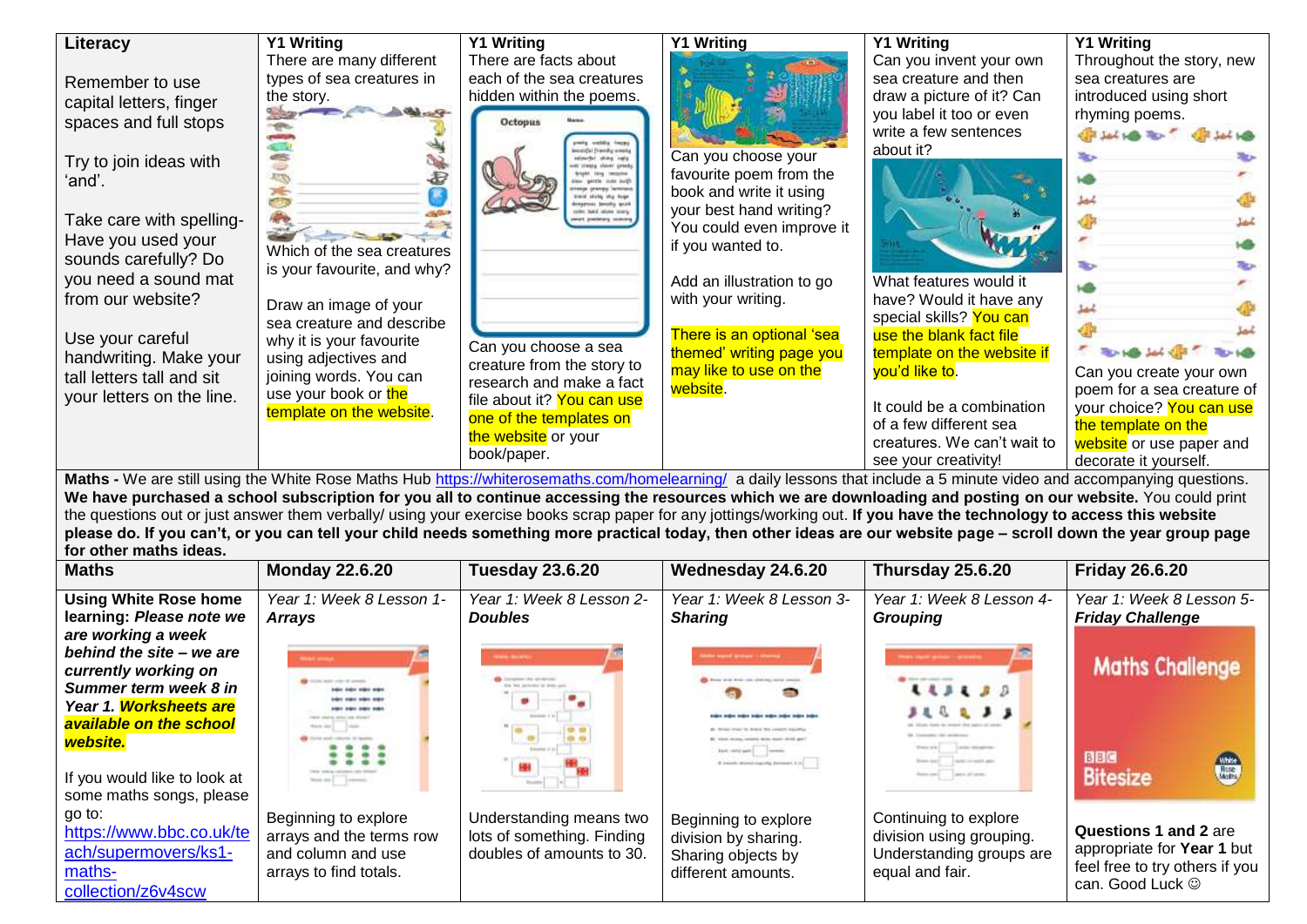| Literacy | Y1 Writing | Y1 Writing | Y1 Writing | Y1 Writing | Y1 Writing |
|---|---|---|---|---|---|
| Remember to use capital letters, finger spaces and full stops<br><br>Try to join ideas with 'and'.<br><br>Take care with spelling- Have you used your sounds carefully? Do you need a sound mat from our website?<br><br>Use your careful handwriting. Make your tall letters tall and sit your letters on the line. | There are many different types of sea creatures in the story.<br><br>Which of the sea creatures is your favourite, and why?<br><br>Draw an image of your sea creature and describe why it is your favourite using adjectives and joining words. You can use your book or the template on the website. | There are facts about each of the sea creatures hidden within the poems.<br><br>Can you choose a sea creature from the story to research and make a fact file about it? You can use one of the templates on the website or your book/paper. | Can you choose your favourite poem from the book and write it using your best hand writing? You could even improve it if you wanted to.<br><br>Add an illustration to go with your writing.<br><br>There is an optional 'sea themed' writing page you may like to use on the website. | Can you invent your own sea creature and then draw a picture of it? Can you label it too or even write a few sentences about it?<br><br>What features would it have? Would it have any special skills? You can use the blank fact file template on the website if you'd like to.<br><br>It could be a combination of a few different sea creatures. We can't wait to see your creativity! | Throughout the story, new sea creatures are introduced using short rhyming poems.<br><br>Can you create your own poem for a sea creature of your choice? You can use the template on the website or use paper and decorate it yourself. |

**Maths -** We are still using the White Rose Maths Hub https://whiterosemaths.com/homelearning/ a daily lessons that include a 5 minute video and accompanying questions. **We have purchased a school subscription for you all to continue accessing the resources which we are downloading and posting on our website.** You could print the questions out or just answer them verbally/ using your exercise books scrap paper for any jottings/working out. **If you have the technology to access this website please do. If you can't, or you can tell your child needs something more practical today, then other ideas are our website pages – scroll down the year group page for other maths ideas.**

| Maths | Monday 22.6.20 | Tuesday 23.6.20 | Wednesday 24.6.20 | Thursday 25.6.20 | Friday 26.6.20 |
|---|---|---|---|---|---|
| ***Using White Rose home learning: Please note we are working a week behind the site – we are currently working on Summer term week 8 in Year 1. Worksheets are available on the school website.***<br><br>If you would like to look at some maths songs, please go to: https://www.bbc.co.uk/teach/supermovers/ks1-maths-collection/z6v4scw | *Year 1: Week 8 Lesson 1- **Arrays***<br><br>Beginning to explore arrays and the terms row and column and use arrays to find totals. | *Year 1: Week 8 Lesson 2- **Doubles***<br><br>Understanding means two lots of something. Finding doubles of amounts to 30. | *Year 1: Week 8 Lesson 3- **Sharing***<br><br>Beginning to explore division by sharing. Sharing objects by different amounts. | *Year 1: Week 8 Lesson 4- **Grouping***<br><br>Continuing to explore division using grouping. Understanding groups are equal and fair. | *Year 1: Week 8 Lesson 5- **Friday Challenge***<br><br>Maths Challenge<br>BBC Bitesize<br><br>**Questions 1 and 2** are appropriate for **Year 1** but feel free to try others if you can. Good Luck ☺ |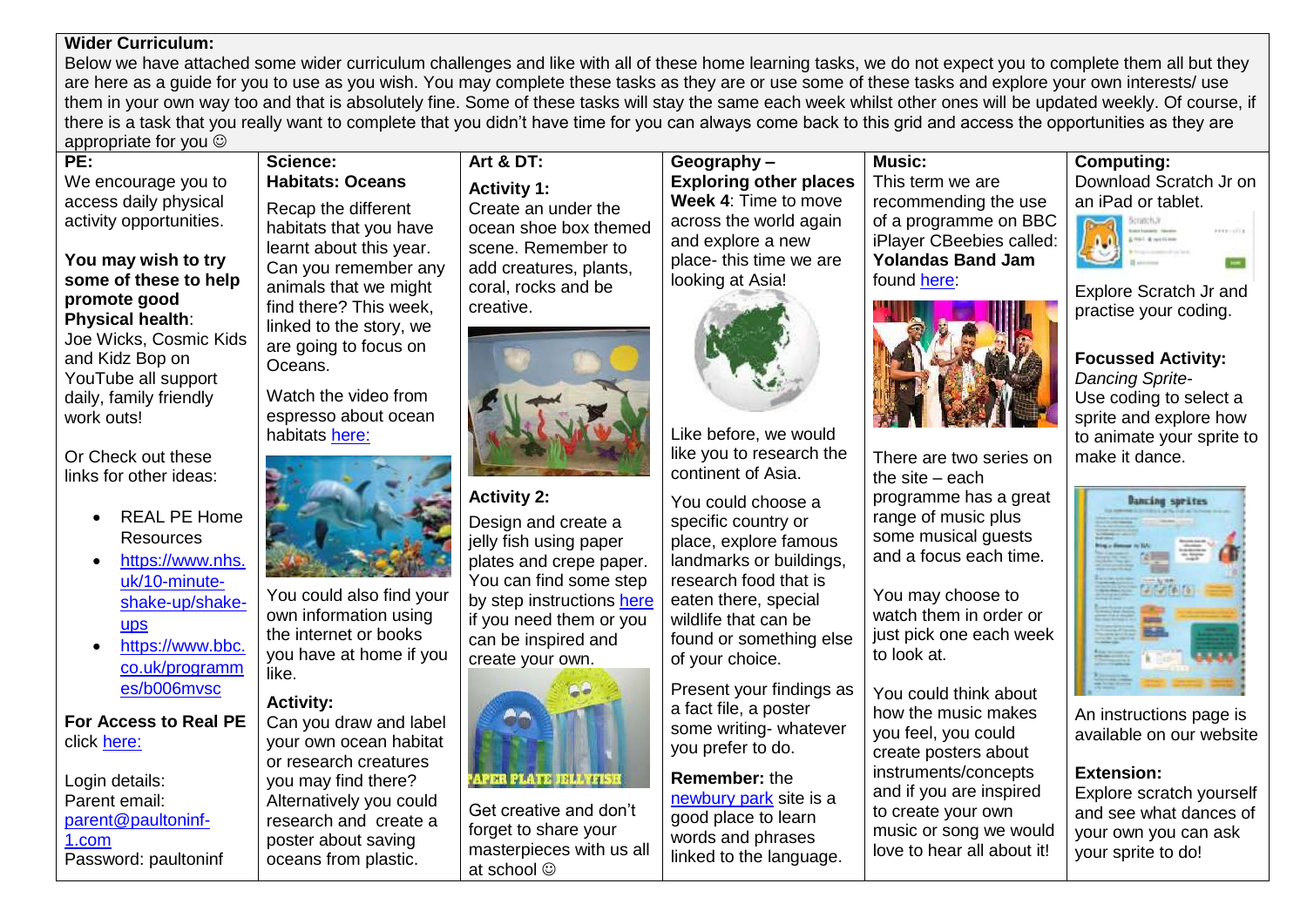**Wider Curriculum:**

Below we have attached some wider curriculum challenges and like with all of these home learning tasks, we do not expect you to complete them all but they are here as a guide for you to use as you wish. You may complete these tasks as they are or use some of these tasks and explore your own interests/ use them in your own way too and that is absolutely fine. Some of these tasks will stay the same each week whilst other ones will be updated weekly. Of course, if there is a task that you really want to complete that you didn't have time for you can always come back to this grid and access the opportunities as they are appropriate for you ☺

| PE: | Science: Habitats: Oceans | Art & DT: | Geography – Exploring other places | Music: | Computing: |
|---|---|---|---|---|---|
| We encourage you to access daily physical activity opportunities.<br><br>**You may wish to try some of these to help promote good Physical health**:<br>Joe Wicks, Cosmic Kids and Kidz Bop on YouTube all support daily, family friendly work outs!<br><br>Or Check out these links for other ideas:<br>• REAL PE Home Resources<br>• https://www.nhs.uk/10-minute-shake-up/shake-ups<br>• https://www.bbc.co.uk/programmes/b006mvsc<br><br>**For Access to Real PE** click here:<br><br>Login details:<br>Parent email: parent@paultoninf-1.com<br>Password: paultoninf | Recap the different habitats that you have learnt about this year. Can you remember any animals that we might find there? This week, linked to the story, we are going to focus on Oceans.<br><br>Watch the video from espresso about ocean habitats here:<br><br>You could also find your own information using the internet or books you have at home if you like.<br><br>**Activity:**<br>Can you draw and label your own ocean habitat or research creatures you may find there? Alternatively you could research and create a poster about saving oceans from plastic. | **Activity 1:**<br>Create an under the ocean shoe box themed scene. Remember to add creatures, plants, coral, rocks and be creative.<br><br>**Activity 2:**<br>Design and create a jelly fish using paper plates and crepe paper. You can find some step by step instructions here if you need them or you can be inspired and create your own.<br><br>PAPER PLATE JELLYFISH<br><br>Get creative and don't forget to share your masterpieces with us all at school ☺ | **Week 4**: Time to move across the world again and explore a new place- this time we are looking at Asia!<br><br>Like before, we would like you to research the continent of Asia.<br><br>You could choose a specific country or place, explore famous landmarks or buildings, research food that is eaten there, special wildlife that can be found or something else of your choice.<br><br>Present your findings as a fact file, a poster some writing- whatever you prefer to do.<br><br>**Remember:** the newbury park site is a good place to learn words and phrases linked to the language. | This term we are recommending the use of a programme on BBC iPlayer CBeebies called: **Yolandas Band Jam** found here:<br><br>There are two series on the site – each programme has a great range of music plus some musical guests and a focus each time.<br><br>You may choose to watch them in order or just pick one each week to look at.<br><br>You could think about how the music makes you feel, you could create posters about instruments/concepts and if you are inspired to create your own music or song we would love to hear all about it! | Download Scratch Jr on an iPad or tablet.<br><br>Explore Scratch Jr and practise your coding.<br><br>**Focussed Activity:**<br>*Dancing Sprite-*<br>Use coding to select a sprite and explore how to animate your sprite to make it dance.<br><br>Dancing sprites<br><br>An instructions page is available on our website<br><br>**Extension:**<br>Explore scratch yourself and see what dances of your own you can ask your sprite to do! |